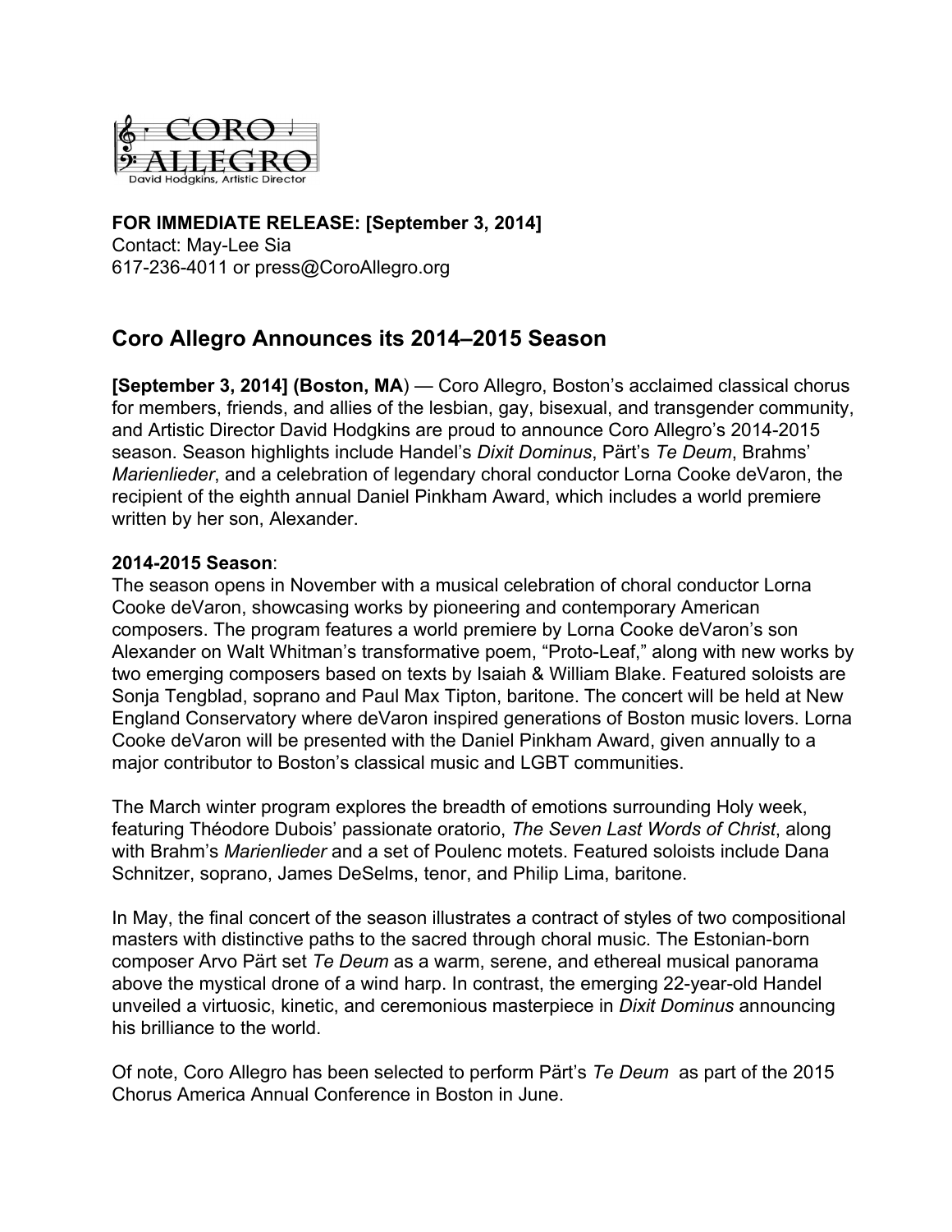CORO ALLEGRO
David Hodgkins, Artistic Director

**FOR IMMEDIATE RELEASE: [September 3, 2014]**
Contact: May-Lee Sia
617-236-4011 or press@CoroAllegro.org

## Coro Allegro Announces its 2014–2015 Season

**[September 3, 2014] (Boston, MA**) — Coro Allegro, Boston's acclaimed classical chorus for members, friends, and allies of the lesbian, gay, bisexual, and transgender community, and Artistic Director David Hodgkins are proud to announce Coro Allegro's 2014-2015 season. Season highlights include Handel's *Dixit Dominus*, Pärt's *Te Deum*, Brahms' *Marienlieder*, and a celebration of legendary choral conductor Lorna Cooke deVaron, the recipient of the eighth annual Daniel Pinkham Award, which includes a world premiere written by her son, Alexander.

**2014-2015 Season**:
The season opens in November with a musical celebration of choral conductor Lorna Cooke deVaron, showcasing works by pioneering and contemporary American composers. The program features a world premiere by Lorna Cooke deVaron's son Alexander on Walt Whitman's transformative poem, "Proto-Leaf," along with new works by two emerging composers based on texts by Isaiah & William Blake. Featured soloists are Sonja Tengblad, soprano and Paul Max Tipton, baritone. The concert will be held at New England Conservatory where deVaron inspired generations of Boston music lovers. Lorna Cooke deVaron will be presented with the Daniel Pinkham Award, given annually to a major contributor to Boston's classical music and LGBT communities.

The March winter program explores the breadth of emotions surrounding Holy week, featuring Théodore Dubois' passionate oratorio, *The Seven Last Words of Christ*, along with Brahm's *Marienlieder* and a set of Poulenc motets. Featured soloists include Dana Schnitzer, soprano, James DeSelms, tenor, and Philip Lima, baritone.

In May, the final concert of the season illustrates a contract of styles of two compositional masters with distinctive paths to the sacred through choral music. The Estonian-born composer Arvo Pärt set *Te Deum* as a warm, serene, and ethereal musical panorama above the mystical drone of a wind harp. In contrast, the emerging 22-year-old Handel unveiled a virtuosic, kinetic, and ceremonious masterpiece in *Dixit Dominus* announcing his brilliance to the world.

Of note, Coro Allegro has been selected to perform Pärt's *Te Deum* as part of the 2015 Chorus America Annual Conference in Boston in June.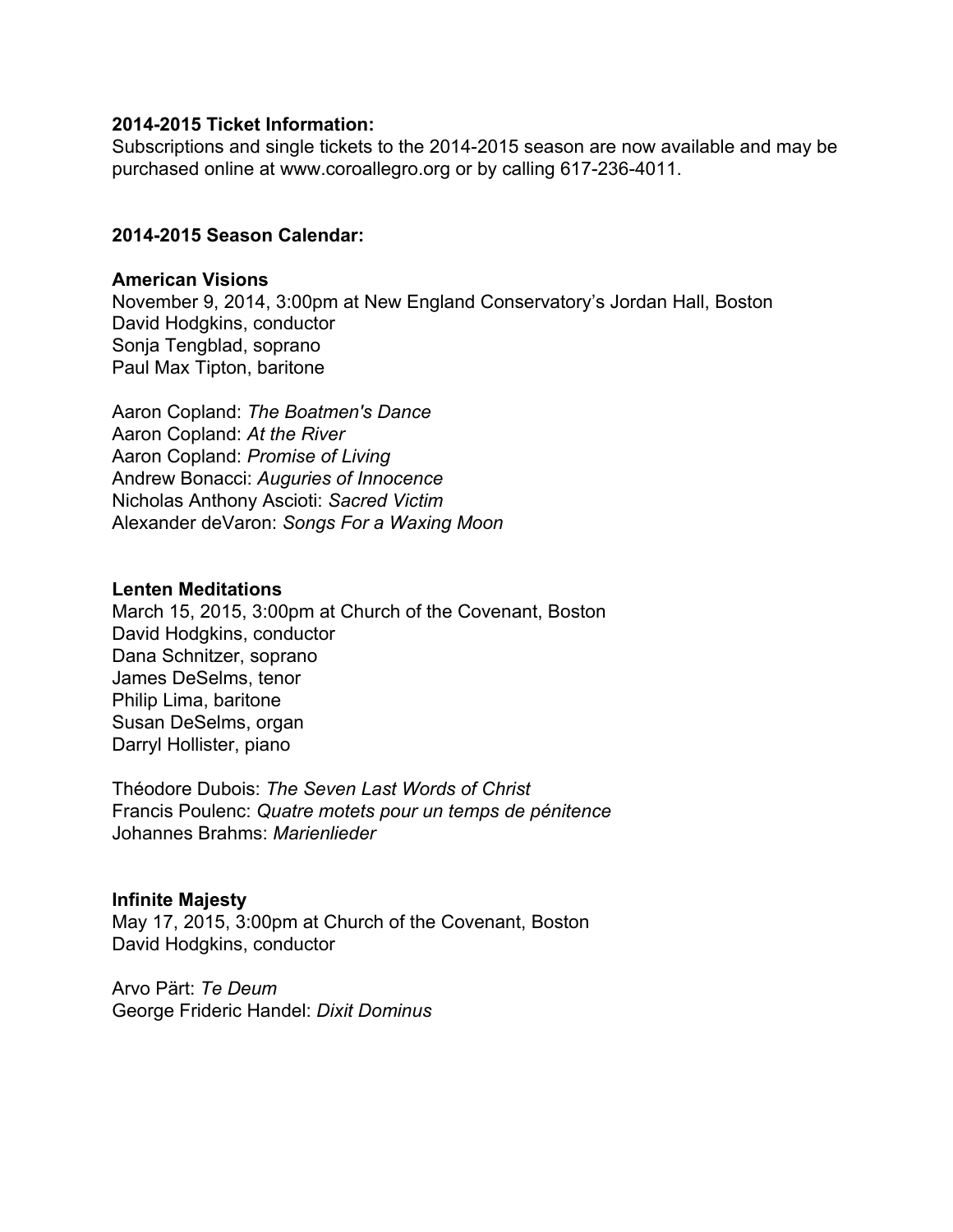**2014-2015 Ticket Information:**
Subscriptions and single tickets to the 2014-2015 season are now available and may be purchased online at www.coroallegro.org or by calling 617-236-4011.

**2014-2015 Season Calendar:**

**American Visions**
November 9, 2014, 3:00pm at New England Conservatory's Jordan Hall, Boston
David Hodgkins, conductor
Sonja Tengblad, soprano
Paul Max Tipton, baritone

Aaron Copland: *The Boatmen's Dance*
Aaron Copland: *At the River*
Aaron Copland: *Promise of Living*
Andrew Bonacci: *Auguries of Innocence*
Nicholas Anthony Ascioti: *Sacred Victim*
Alexander deVaron: *Songs For a Waxing Moon*

**Lenten Meditations**
March 15, 2015, 3:00pm at Church of the Covenant, Boston
David Hodgkins, conductor
Dana Schnitzer, soprano
James DeSelms, tenor
Philip Lima, baritone
Susan DeSelms, organ
Darryl Hollister, piano

Théodore Dubois: *The Seven Last Words of Christ*
Francis Poulenc: *Quatre motets pour un temps de pénitence*
Johannes Brahms: *Marienlieder*

**Infinite Majesty**
May 17, 2015, 3:00pm at Church of the Covenant, Boston
David Hodgkins, conductor

Arvo Pärt: *Te Deum*
George Frideric Handel: *Dixit Dominus*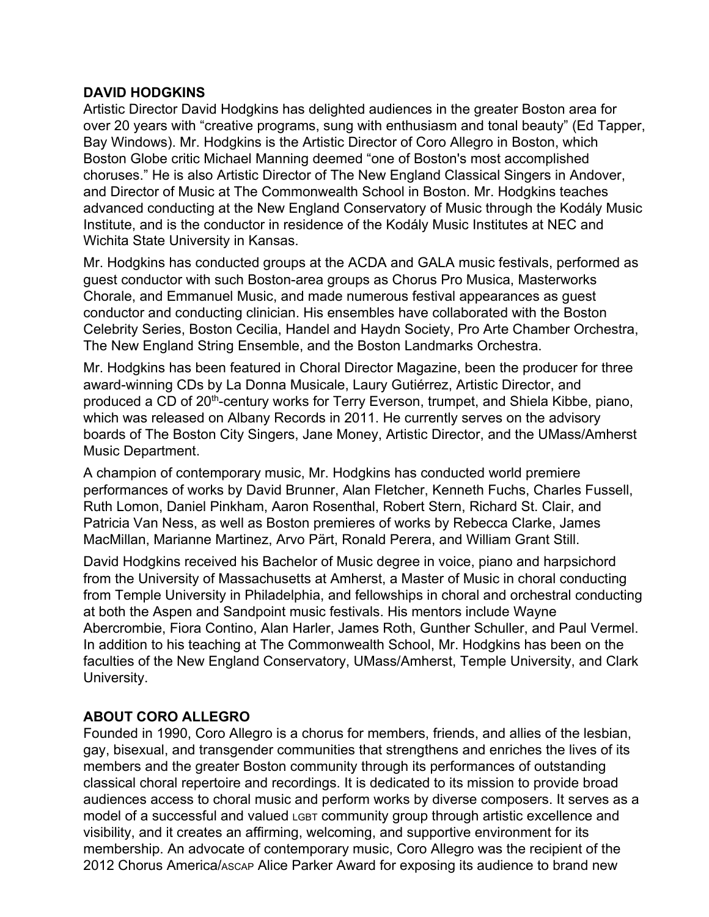## DAVID HODGKINS

Artistic Director David Hodgkins has delighted audiences in the greater Boston area for over 20 years with "creative programs, sung with enthusiasm and tonal beauty" (Ed Tapper, Bay Windows). Mr. Hodgkins is the Artistic Director of Coro Allegro in Boston, which Boston Globe critic Michael Manning deemed "one of Boston's most accomplished choruses." He is also Artistic Director of The New England Classical Singers in Andover, and Director of Music at The Commonwealth School in Boston. Mr. Hodgkins teaches advanced conducting at the New England Conservatory of Music through the Kodály Music Institute, and is the conductor in residence of the Kodály Music Institutes at NEC and Wichita State University in Kansas.

Mr. Hodgkins has conducted groups at the ACDA and GALA music festivals, performed as guest conductor with such Boston-area groups as Chorus Pro Musica, Masterworks Chorale, and Emmanuel Music, and made numerous festival appearances as guest conductor and conducting clinician. His ensembles have collaborated with the Boston Celebrity Series, Boston Cecilia, Handel and Haydn Society, Pro Arte Chamber Orchestra, The New England String Ensemble, and the Boston Landmarks Orchestra.

Mr. Hodgkins has been featured in Choral Director Magazine, been the producer for three award-winning CDs by La Donna Musicale, Laury Gutiérrez, Artistic Director, and produced a CD of 20th-century works for Terry Everson, trumpet, and Shiela Kibbe, piano, which was released on Albany Records in 2011. He currently serves on the advisory boards of The Boston City Singers, Jane Money, Artistic Director, and the UMass/Amherst Music Department.

A champion of contemporary music, Mr. Hodgkins has conducted world premiere performances of works by David Brunner, Alan Fletcher, Kenneth Fuchs, Charles Fussell, Ruth Lomon, Daniel Pinkham, Aaron Rosenthal, Robert Stern, Richard St. Clair, and Patricia Van Ness, as well as Boston premieres of works by Rebecca Clarke, James MacMillan, Marianne Martinez, Arvo Pärt, Ronald Perera, and William Grant Still.

David Hodgkins received his Bachelor of Music degree in voice, piano and harpsichord from the University of Massachusetts at Amherst, a Master of Music in choral conducting from Temple University in Philadelphia, and fellowships in choral and orchestral conducting at both the Aspen and Sandpoint music festivals. His mentors include Wayne Abercrombie, Fiora Contino, Alan Harler, James Roth, Gunther Schuller, and Paul Vermel. In addition to his teaching at The Commonwealth School, Mr. Hodgkins has been on the faculties of the New England Conservatory, UMass/Amherst, Temple University, and Clark University.

## ABOUT CORO ALLEGRO

Founded in 1990, Coro Allegro is a chorus for members, friends, and allies of the lesbian, gay, bisexual, and transgender communities that strengthens and enriches the lives of its members and the greater Boston community through its performances of outstanding classical choral repertoire and recordings. It is dedicated to its mission to provide broad audiences access to choral music and perform works by diverse composers. It serves as a model of a successful and valued LGBT community group through artistic excellence and visibility, and it creates an affirming, welcoming, and supportive environment for its membership. An advocate of contemporary music, Coro Allegro was the recipient of the 2012 Chorus America/ASCAP Alice Parker Award for exposing its audience to brand new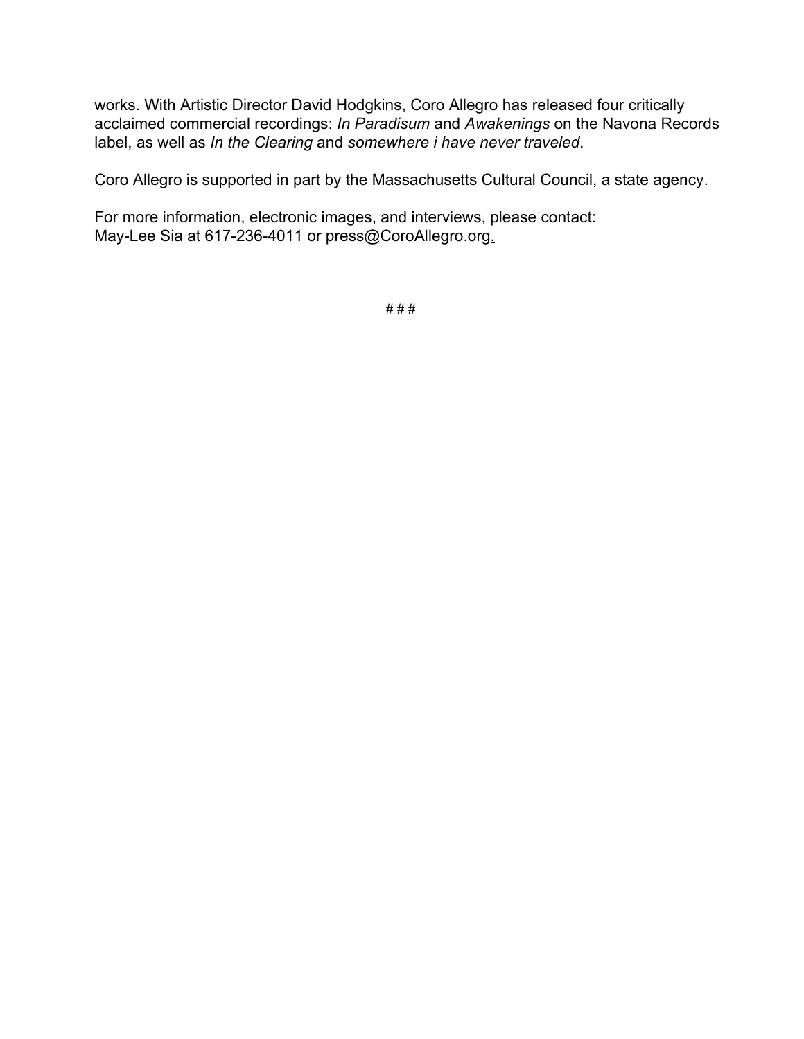works. With Artistic Director David Hodgkins, Coro Allegro has released four critically acclaimed commercial recordings: *In Paradisum* and *Awakenings* on the Navona Records label, as well as *In the Clearing* and *somewhere i have never traveled*.

Coro Allegro is supported in part by the Massachusetts Cultural Council, a state agency.

For more information, electronic images, and interviews, please contact:
May-Lee Sia at 617-236-4011 or press@CoroAllegro.org.

# # #